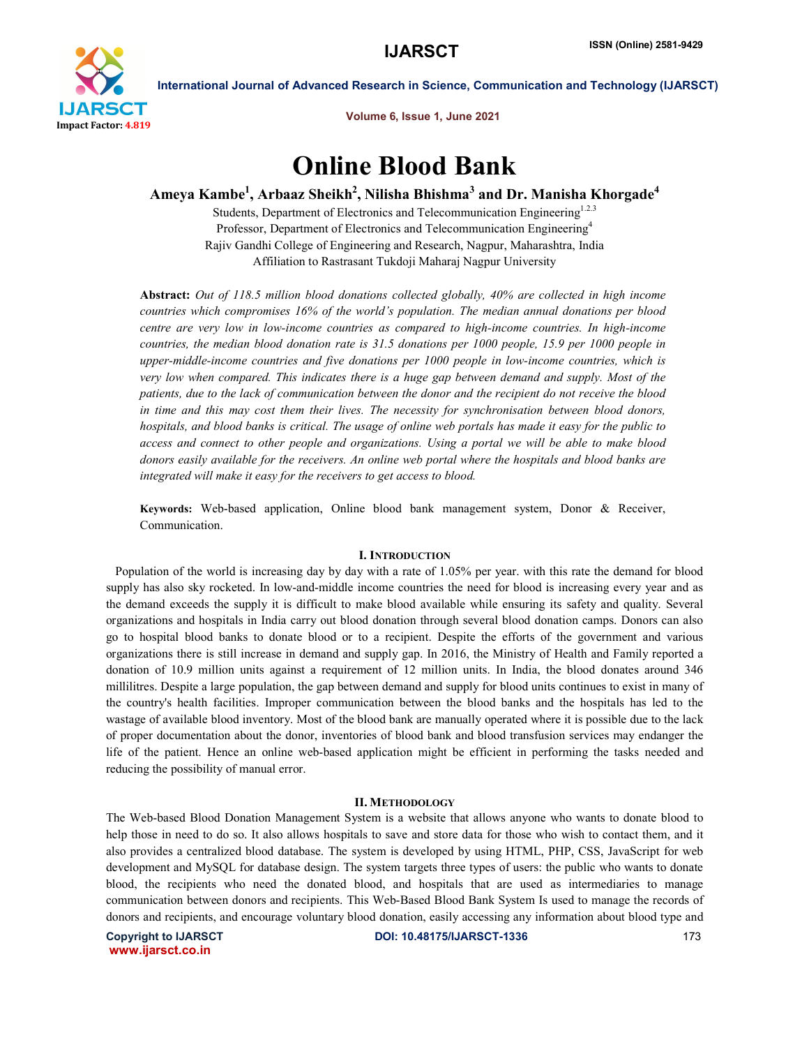# Online Blood Bank

**Ameya Kambe[1], Arbaaz Sheikh[2], Nilisha Bhishma[3] and Dr. Manisha Khorgade[4]**

Students, Department of Electronics and Telecommunication Engineering[1,2,3]
Professor, Department of Electronics and Telecommunication Engineering[4]
Rajiv Gandhi College of Engineering and Research, Nagpur, Maharashtra, India
Affiliation to Rastrasant Tukdoji Maharaj Nagpur University

**Abstract:** *Out of 118.5 million blood donations collected globally, 40% are collected in high income countries which compromises 16% of the world's population. The median annual donations per blood centre are very low in low-income countries as compared to high-income countries. In high-income countries, the median blood donation rate is 31.5 donations per 1000 people, 15.9 per 1000 people in upper-middle-income countries and five donations per 1000 people in low-income countries, which is very low when compared. This indicates there is a huge gap between demand and supply. Most of the patients, due to the lack of communication between the donor and the recipient do not receive the blood in time and this may cost them their lives. The necessity for synchronisation between blood donors, hospitals, and blood banks is critical. The usage of online web portals has made it easy for the public to access and connect to other people and organizations. Using a portal we will be able to make blood donors easily available for the receivers. An online web portal where the hospitals and blood banks are integrated will make it easy for the receivers to get access to blood.*

**Keywords:** Web-based application, Online blood bank management system, Donor & Receiver, Communication.

## I. Introduction

Population of the world is increasing day by day with a rate of 1.05% per year. with this rate the demand for blood supply has also sky rocketed. In low-and-middle income countries the need for blood is increasing every year and as the demand exceeds the supply it is difficult to make blood available while ensuring its safety and quality. Several organizations and hospitals in India carry out blood donation through several blood donation camps. Donors can also go to hospital blood banks to donate blood or to a recipient. Despite the efforts of the government and various organizations there is still increase in demand and supply gap. In 2016, the Ministry of Health and Family reported a donation of 10.9 million units against a requirement of 12 million units. In India, the blood donates around 346 millilitres. Despite a large population, the gap between demand and supply for blood units continues to exist in many of the country's health facilities. Improper communication between the blood banks and the hospitals has led to the wastage of available blood inventory. Most of the blood bank are manually operated where it is possible due to the lack of proper documentation about the donor, inventories of blood bank and blood transfusion services may endanger the life of the patient. Hence an online web-based application might be efficient in performing the tasks needed and reducing the possibility of manual error.

## II. Methodology

The Web-based Blood Donation Management System is a website that allows anyone who wants to donate blood to help those in need to do so. It also allows hospitals to save and store data for those who wish to contact them, and it also provides a centralized blood database. The system is developed by using HTML, PHP, CSS, JavaScript for web development and MySQL for database design. The system targets three types of users: the public who wants to donate blood, the recipients who need the donated blood, and hospitals that are used as intermediaries to manage communication between donors and recipients. This Web-Based Blood Bank System Is used to manage the records of donors and recipients, and encourage voluntary blood donation, easily accessing any information about blood type and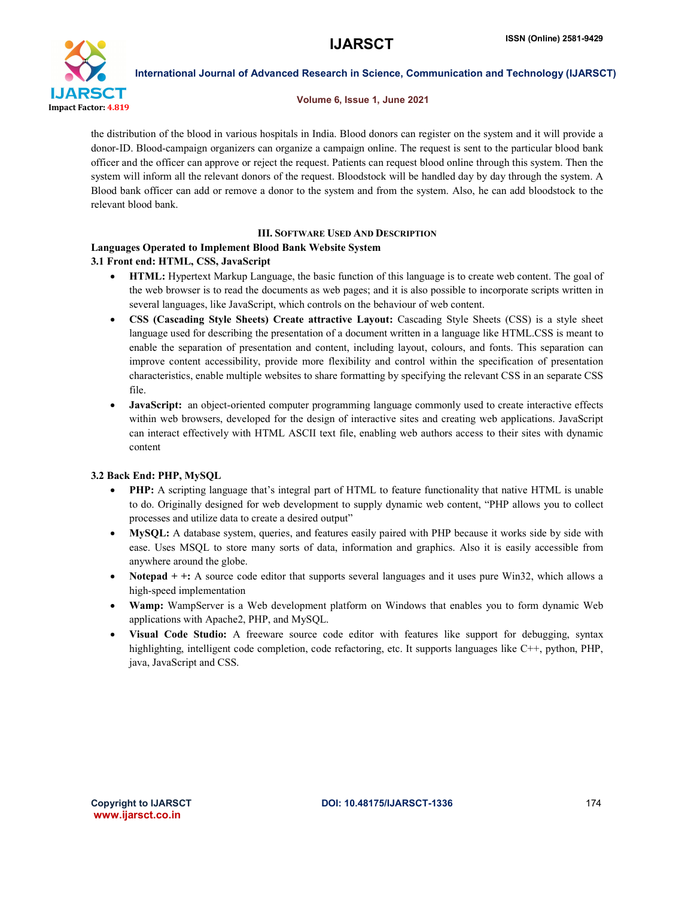the distribution of the blood in various hospitals in India. Blood donors can register on the system and it will provide a donor-ID. Blood-campaign organizers can organize a campaign online. The request is sent to the particular blood bank officer and the officer can approve or reject the request. Patients can request blood online through this system. Then the system will inform all the relevant donors of the request. Bloodstock will be handled day by day through the system. A Blood bank officer can add or remove a donor to the system and from the system. Also, he can add bloodstock to the relevant blood bank.

## III. Software Used And Description

**Languages Operated to Implement Blood Bank Website System**

### 3.1 Front end: HTML, CSS, JavaScript

- **HTML:** Hypertext Markup Language, the basic function of this language is to create web content. The goal of the web browser is to read the documents as web pages; and it is also possible to incorporate scripts written in several languages, like JavaScript, which controls on the behaviour of web content.
- **CSS (Cascading Style Sheets) Create attractive Layout:** Cascading Style Sheets (CSS) is a style sheet language used for describing the presentation of a document written in a language like HTML.CSS is meant to enable the separation of presentation and content, including layout, colours, and fonts. This separation can improve content accessibility, provide more flexibility and control within the specification of presentation characteristics, enable multiple websites to share formatting by specifying the relevant CSS in an separate CSS file.
- **JavaScript:** an object-oriented computer programming language commonly used to create interactive effects within web browsers, developed for the design of interactive sites and creating web applications. JavaScript can interact effectively with HTML ASCII text file, enabling web authors access to their sites with dynamic content

### 3.2 Back End: PHP, MySQL

- **PHP:** A scripting language that's integral part of HTML to feature functionality that native HTML is unable to do. Originally designed for web development to supply dynamic web content, "PHP allows you to collect processes and utilize data to create a desired output"
- **MySQL:** A database system, queries, and features easily paired with PHP because it works side by side with ease. Uses MSQL to store many sorts of data, information and graphics. Also it is easily accessible from anywhere around the globe.
- **Notepad + +:** A source code editor that supports several languages and it uses pure Win32, which allows a high-speed implementation
- **Wamp:** WampServer is a Web development platform on Windows that enables you to form dynamic Web applications with Apache2, PHP, and MySQL.
- **Visual Code Studio:** A freeware source code editor with features like support for debugging, syntax highlighting, intelligent code completion, code refactoring, etc. It supports languages like C++, python, PHP, java, JavaScript and CSS.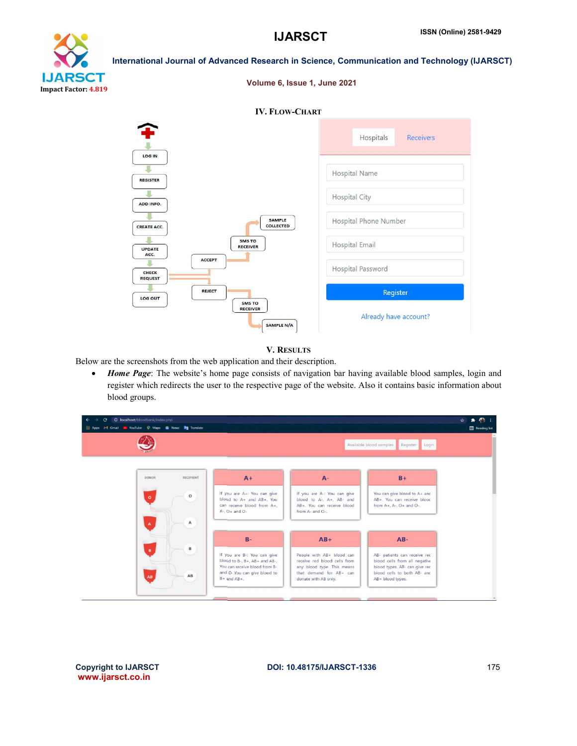## IV. Flow-Chart

## V. Results

Below are the screenshots from the web application and their description.

- ***Home Page***: The website's home page consists of navigation bar having available blood samples, login and register which redirects the user to the respective page of the website. Also it contains basic information about blood groups.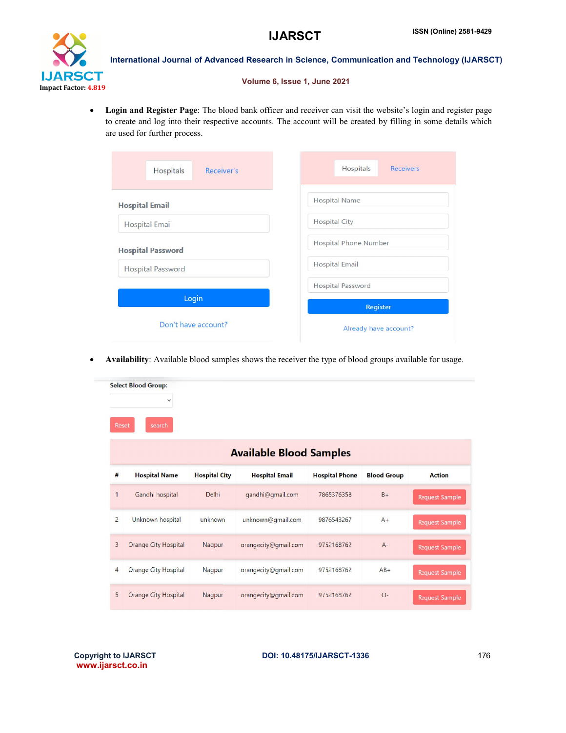- **Login and Register Page**: The blood bank officer and receiver can visit the website's login and register page to create and log into their respective accounts. The account will be created by filling in some details which are used for further process.

Hospitals | Receiver's

Hospital Email

Hospital Password

Login

Don't have account?

Hospitals | Receivers

Hospital Name

Hospital City

Hospital Phone Number

Hospital Email

Hospital Password

Register

Already have account?

- **Availability**: Available blood samples shows the receiver the type of blood groups available for usage.

Select Blood Group:

Reset | search

**Available Blood Samples**

| # | Hospital Name | Hospital City | Hospital Email | Hospital Phone | Blood Group | Action |
|---|---|---|---|---|---|---|
| 1 | Gandhi hospital | Delhi | gandhi@gmail.com | 7865376358 | B+ | Request Sample |
| 2 | Unknown hospital | unknown | unknown@gmail.com | 9876543267 | A+ | Request Sample |
| 3 | Orange City Hospital | Nagpur | orangecity@gmail.com | 9752168762 | A- | Request Sample |
| 4 | Orange City Hospital | Nagpur | orangecity@gmail.com | 9752168762 | AB+ | Request Sample |
| 5 | Orange City Hospital | Nagpur | orangecity@gmail.com | 9752168762 | O- | Request Sample |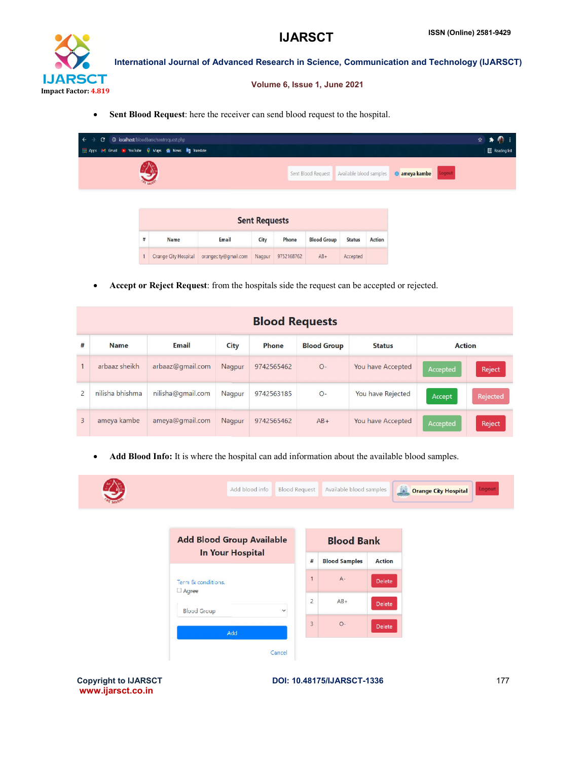- **Sent Blood Request**: here the receiver can send blood request to the hospital.

Sent Requests

| # | Name | Email | City | Phone | Blood Group | Status | Action |
|---|---|---|---|---|---|---|---|
| 1 | Orange City Hospital | orangecity@gmail.com | Nagpur | 9752168762 | AB+ | Accepted | |

- **Accept or Reject Request**: from the hospitals side the request can be accepted or rejected.

Blood Requests

| # | Name | Email | City | Phone | Blood Group | Status | Action | |
|---|---|---|---|---|---|---|---|---|
| 1 | arbaaz sheikh | arbaaz@gmail.com | Nagpur | 9742565462 | O- | You have Accepted | Accepted | Reject |
| 2 | nilisha bhishma | nilisha@gmail.com | Nagpur | 9742563185 | O- | You have Rejected | Accept | Rejected |
| 3 | ameya kambe | ameya@gmail.com | Nagpur | 9742565462 | AB+ | You have Accepted | Accepted | Reject |

- **Add Blood Info:** It is where the hospital can add information about the available blood samples.

Add Blood Group Available In Your Hospital

Term & conditions.
☐ Agree

Blood Group

Add

Cancel

Blood Bank

| # | Blood Samples | Action |
|---|---|---|
| 1 | A- | Delete |
| 2 | AB+ | Delete |
| 3 | O- | Delete |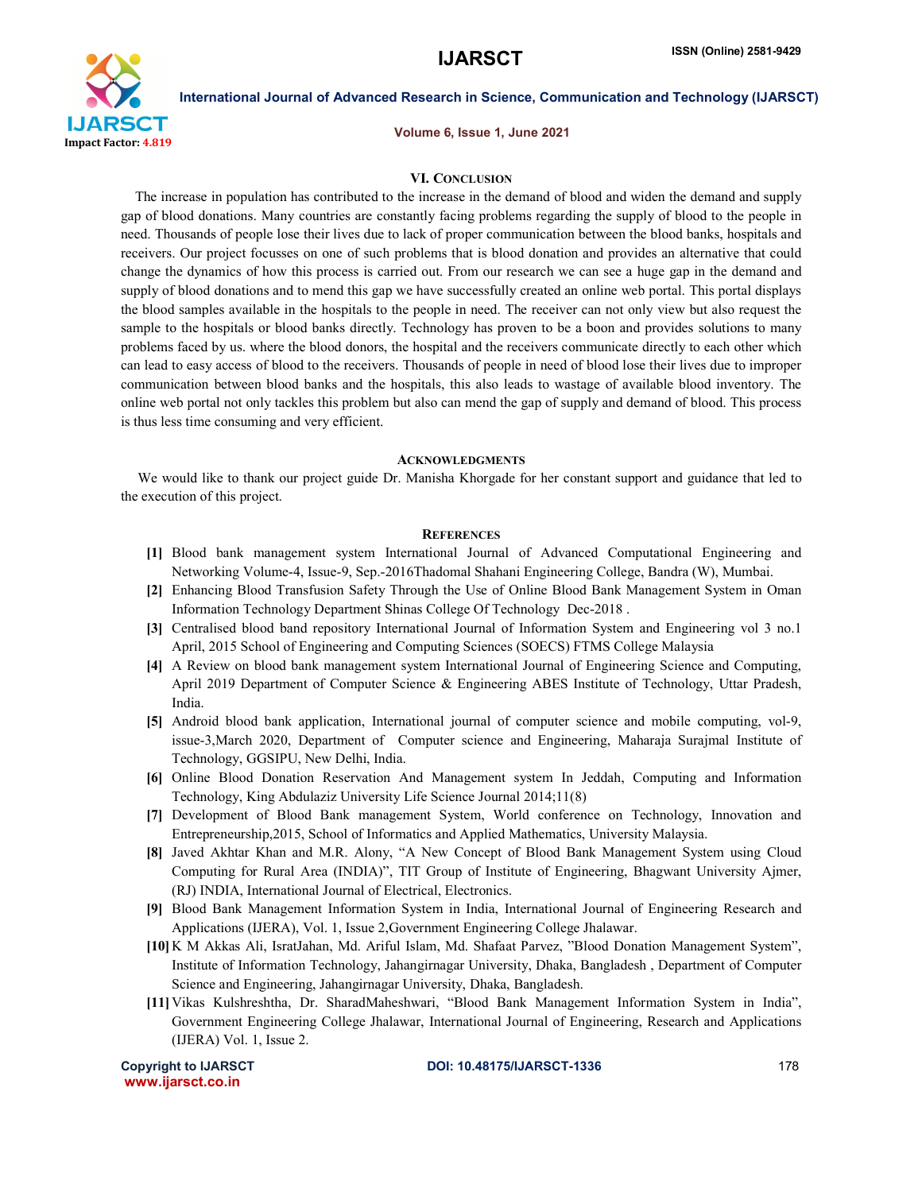## VI. CONCLUSION

The increase in population has contributed to the increase in the demand of blood and widen the demand and supply gap of blood donations. Many countries are constantly facing problems regarding the supply of blood to the people in need. Thousands of people lose their lives due to lack of proper communication between the blood banks, hospitals and receivers. Our project focusses on one of such problems that is blood donation and provides an alternative that could change the dynamics of how this process is carried out. From our research we can see a huge gap in the demand and supply of blood donations and to mend this gap we have successfully created an online web portal. This portal displays the blood samples available in the hospitals to the people in need. The receiver can not only view but also request the sample to the hospitals or blood banks directly. Technology has proven to be a boon and provides solutions to many problems faced by us. where the blood donors, the hospital and the receivers communicate directly to each other which can lead to easy access of blood to the receivers. Thousands of people in need of blood lose their lives due to improper communication between blood banks and the hospitals, this also leads to wastage of available blood inventory. The online web portal not only tackles this problem but also can mend the gap of supply and demand of blood. This process is thus less time consuming and very efficient.

## ACKNOWLEDGMENTS

We would like to thank our project guide Dr. Manisha Khorgade for her constant support and guidance that led to the execution of this project.

## REFERENCES

- **[1]** Blood bank management system International Journal of Advanced Computational Engineering and Networking Volume-4, Issue-9, Sep.-2016Thadomal Shahani Engineering College, Bandra (W), Mumbai.
- **[2]** Enhancing Blood Transfusion Safety Through the Use of Online Blood Bank Management System in Oman Information Technology Department Shinas College Of Technology Dec-2018 .
- **[3]** Centralised blood band repository International Journal of Information System and Engineering vol 3 no.1 April, 2015 School of Engineering and Computing Sciences (SOECS) FTMS College Malaysia
- **[4]** A Review on blood bank management system International Journal of Engineering Science and Computing, April 2019 Department of Computer Science & Engineering ABES Institute of Technology, Uttar Pradesh, India.
- **[5]** Android blood bank application, International journal of computer science and mobile computing, vol-9, issue-3,March 2020, Department of Computer science and Engineering, Maharaja Surajmal Institute of Technology, GGSIPU, New Delhi, India.
- **[6]** Online Blood Donation Reservation And Management system In Jeddah, Computing and Information Technology, King Abdulaziz University Life Science Journal 2014;11(8)
- **[7]** Development of Blood Bank management System, World conference on Technology, Innovation and Entrepreneurship,2015, School of Informatics and Applied Mathematics, University Malaysia.
- **[8]** Javed Akhtar Khan and M.R. Alony, "A New Concept of Blood Bank Management System using Cloud Computing for Rural Area (INDIA)", TIT Group of Institute of Engineering, Bhagwant University Ajmer, (RJ) INDIA, International Journal of Electrical, Electronics.
- **[9]** Blood Bank Management Information System in India, International Journal of Engineering Research and Applications (IJERA), Vol. 1, Issue 2,Government Engineering College Jhalawar.
- **[10]** K M Akkas Ali, IsratJahan, Md. Ariful Islam, Md. Shafaat Parvez, "Blood Donation Management System", Institute of Information Technology, Jahangirnagar University, Dhaka, Bangladesh , Department of Computer Science and Engineering, Jahangirnagar University, Dhaka, Bangladesh.
- **[11]** Vikas Kulshreshtha, Dr. SharadMaheshwari, "Blood Bank Management Information System in India", Government Engineering College Jhalawar, International Journal of Engineering, Research and Applications (IJERA) Vol. 1, Issue 2.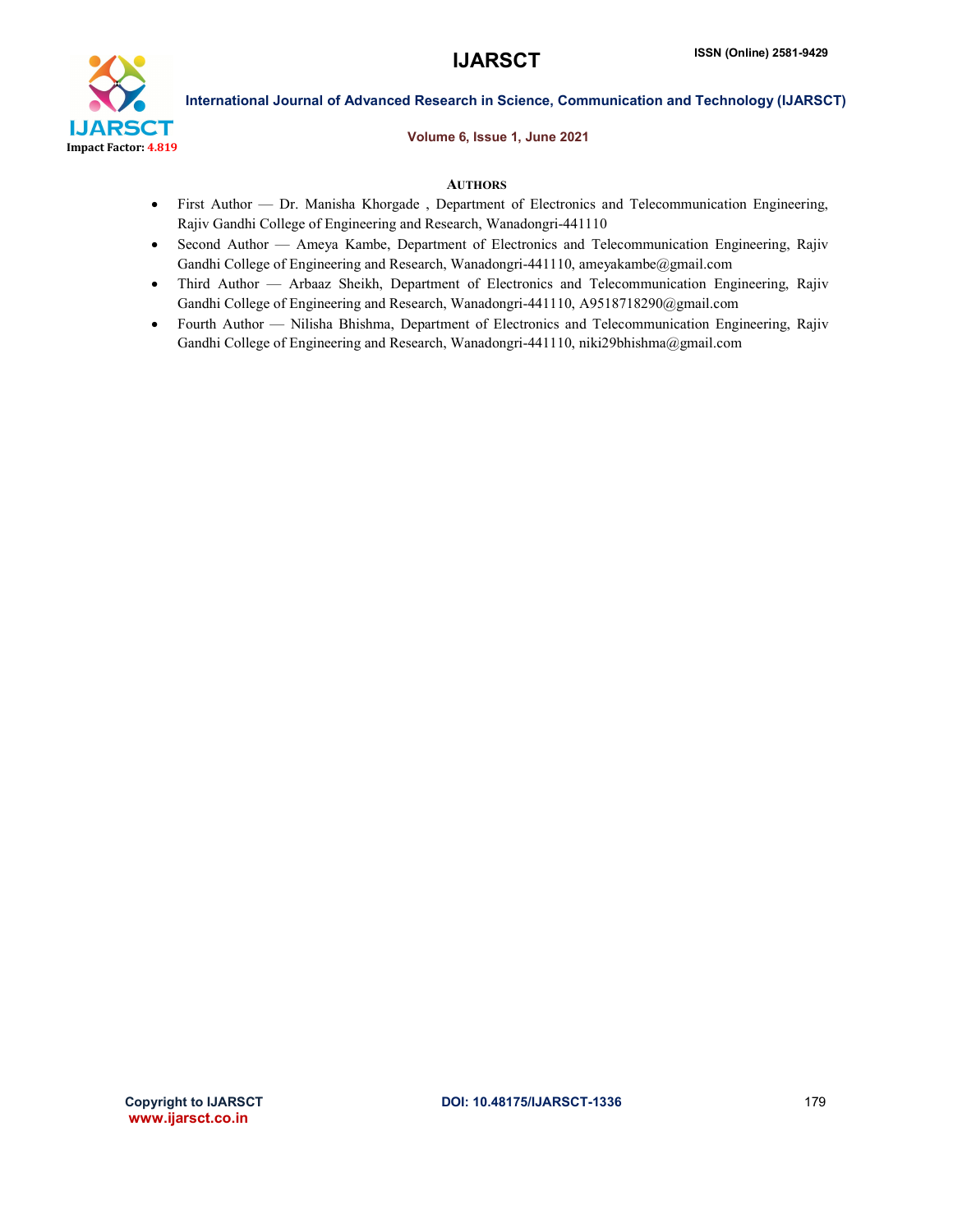## AUTHORS

- First Author — Dr. Manisha Khorgade , Department of Electronics and Telecommunication Engineering, Rajiv Gandhi College of Engineering and Research, Wanadongri-441110
- Second Author — Ameya Kambe, Department of Electronics and Telecommunication Engineering, Rajiv Gandhi College of Engineering and Research, Wanadongri-441110, ameyakambe@gmail.com
- Third Author — Arbaaz Sheikh, Department of Electronics and Telecommunication Engineering, Rajiv Gandhi College of Engineering and Research, Wanadongri-441110, A9518718290@gmail.com
- Fourth Author — Nilisha Bhishma, Department of Electronics and Telecommunication Engineering, Rajiv Gandhi College of Engineering and Research, Wanadongri-441110, niki29bhishma@gmail.com